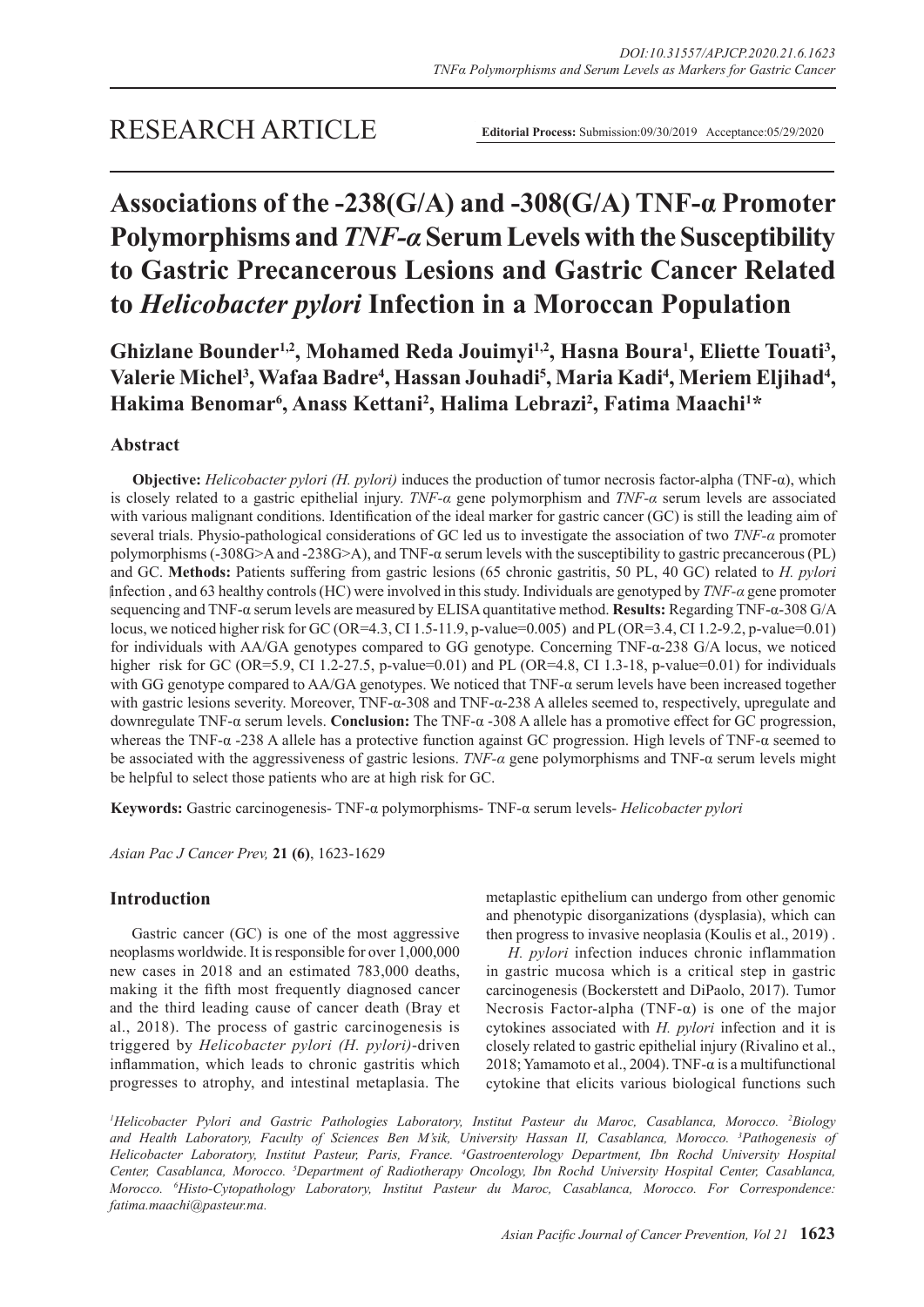RESEARCH ARTICLE

**Editorial Process:** Submission:09/30/2019 Acceptance:05/29/2020

# Associations of the -238(G/A) and -308(G/A) TNF-α Promoter Polymorphisms and *TNF-α* Serum Levels with the Susceptibility to Gastric Precancerous Lesions and Gastric Cancer Related to *Helicobacter pylori* Infection in a Moroccan Population

**Ghizlane Bounder[1,2], Mohamed Reda Jouimyi[1,2], Hasna Boura[1], Eliette Touati[3], Valerie Michel[3], Wafaa Badre[4], Hassan Jouhadi[5], Maria Kadi[4], Meriem Eljihad[4], Hakima Benomar[6], Anass Kettani[2], Halima Lebrazi[2], Fatima Maachi[1]***

## Abstract

**Objective:** *Helicobacter pylori (H. pylori)* induces the production of tumor necrosis factor-alpha (TNF-α), which is closely related to a gastric epithelial injury. *TNF-α* gene polymorphism and *TNF-α* serum levels are associated with various malignant conditions. Identification of the ideal marker for gastric cancer (GC) is still the leading aim of several trials. Physio-pathological considerations of GC led us to investigate the association of two *TNF-α* promoter polymorphisms (-308G>A and -238G>A), and TNF-α serum levels with the susceptibility to gastric precancerous (PL) and GC. **Methods:** Patients suffering from gastric lesions (65 chronic gastritis, 50 PL, 40 GC) related to *H. pylori* infection , and 63 healthy controls (HC) were involved in this study. Individuals are genotyped by *TNF-α* gene promoter sequencing and TNF-α serum levels are measured by ELISA quantitative method. **Results:** Regarding TNF-α-308 G/A locus, we noticed higher risk for GC (OR=4.3, CI 1.5-11.9, p-value=0.005) and PL (OR=3.4, CI 1.2-9.2, p-value=0.01) for individuals with AA/GA genotypes compared to GG genotype. Concerning TNF-α-238 G/A locus, we noticed higher risk for GC (OR=5.9, CI 1.2-27.5, p-value=0.01) and PL (OR=4.8, CI 1.3-18, p-value=0.01) for individuals with GG genotype compared to AA/GA genotypes. We noticed that TNF-α serum levels have been increased together with gastric lesions severity. Moreover, TNF-α-308 and TNF-α-238 A alleles seemed to, respectively, upregulate and downregulate TNF-α serum levels. **Conclusion:** The TNF-α -308 A allele has a promotive effect for GC progression, whereas the TNF-α -238 A allele has a protective function against GC progression. High levels of TNF-α seemed to be associated with the aggressiveness of gastric lesions. *TNF-α* gene polymorphisms and TNF-α serum levels might be helpful to select those patients who are at high risk for GC.

**Keywords:** Gastric carcinogenesis- TNF-α polymorphisms- TNF-α serum levels- *Helicobacter pylori*

*Asian Pac J Cancer Prev,* **21 (6)**, 1623-1629

## Introduction

Gastric cancer (GC) is one of the most aggressive neoplasms worldwide. It is responsible for over 1,000,000 new cases in 2018 and an estimated 783,000 deaths, making it the fifth most frequently diagnosed cancer and the third leading cause of cancer death (Bray et al., 2018). The process of gastric carcinogenesis is triggered by *Helicobacter pylori (H. pylori)*-driven inflammation, which leads to chronic gastritis which progresses to atrophy, and intestinal metaplasia. The metaplastic epithelium can undergo from other genomic and phenotypic disorganizations (dysplasia), which can then progress to invasive neoplasia (Koulis et al., 2019) .

*H. pylori* infection induces chronic inflammation in gastric mucosa which is a critical step in gastric carcinogenesis (Bockerstett and DiPaolo, 2017). Tumor Necrosis Factor-alpha (TNF-α) is one of the major cytokines associated with *H. pylori* infection and it is closely related to gastric epithelial injury (Rivalino et al., 2018; Yamamoto et al., 2004). TNF-α is a multifunctional cytokine that elicits various biological functions such

*[1]Helicobacter Pylori and Gastric Pathologies Laboratory, Institut Pasteur du Maroc, Casablanca, Morocco. [2]Biology and Health Laboratory, Faculty of Sciences Ben M'sik, University Hassan II, Casablanca, Morocco. [3]Pathogenesis of Helicobacter Laboratory, Institut Pasteur, Paris, France. [4]Gastroenterology Department, Ibn Rochd University Hospital Center, Casablanca, Morocco. [5]Department of Radiotherapy Oncology, Ibn Rochd University Hospital Center, Casablanca, Morocco. [6]Histo-Cytopathology Laboratory, Institut Pasteur du Maroc, Casablanca, Morocco. For Correspondence: fatima.maachi@pasteur.ma.*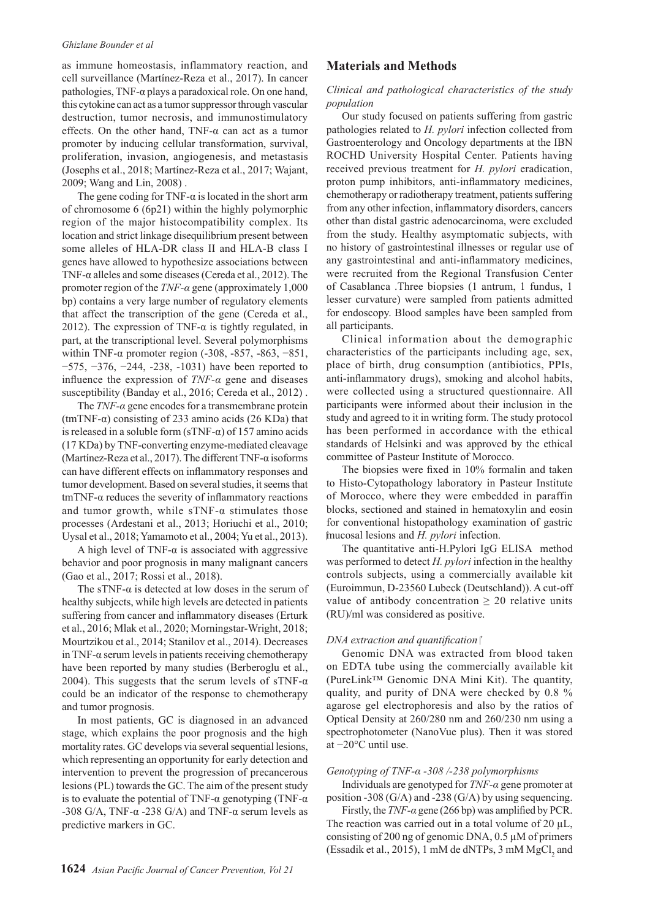as immune homeostasis, inflammatory reaction, and cell surveillance (Martínez-Reza et al., 2017). In cancer pathologies, TNF-α plays a paradoxical role. On one hand, this cytokine can act as a tumor suppressor through vascular destruction, tumor necrosis, and immunostimulatory effects. On the other hand, TNF-α can act as a tumor promoter by inducing cellular transformation, survival, proliferation, invasion, angiogenesis, and metastasis (Josephs et al., 2018; Martínez-Reza et al., 2017; Wajant, 2009; Wang and Lin, 2008) .

The gene coding for TNF-α is located in the short arm of chromosome 6 (6p21) within the highly polymorphic region of the major histocompatibility complex. Its location and strict linkage disequilibrium present between some alleles of HLA-DR class II and HLA-B class I genes have allowed to hypothesize associations between TNF-α alleles and some diseases (Cereda et al., 2012). The promoter region of the *TNF-α* gene (approximately 1,000 bp) contains a very large number of regulatory elements that affect the transcription of the gene (Cereda et al., 2012). The expression of TNF-α is tightly regulated, in part, at the transcriptional level. Several polymorphisms within TNF-α promoter region (-308, -857, -863, −851, −575, −376, −244, -238, -1031) have been reported to influence the expression of *TNF-α* gene and diseases susceptibility (Banday et al., 2016; Cereda et al., 2012) .

The *TNF-α* gene encodes for a transmembrane protein (tmTNF-α) consisting of 233 amino acids (26 KDa) that is released in a soluble form (sTNF-α) of 157 amino acids (17 KDa) by TNF-converting enzyme-mediated cleavage (Martínez-Reza et al., 2017). The different TNF-α isoforms can have different effects on inflammatory responses and tumor development. Based on several studies, it seems that tmTNF-α reduces the severity of inflammatory reactions and tumor growth, while sTNF-α stimulates those processes (Ardestani et al., 2013; Horiuchi et al., 2010; Uysal et al., 2018; Yamamoto et al., 2004; Yu et al., 2013).

A high level of TNF-α is associated with aggressive behavior and poor prognosis in many malignant cancers (Gao et al., 2017; Rossi et al., 2018).

The sTNF-α is detected at low doses in the serum of healthy subjects, while high levels are detected in patients suffering from cancer and inflammatory diseases (Erturk et al., 2016; Mlak et al., 2020; Morningstar-Wright, 2018; Mourtzikou et al., 2014; Stanilov et al., 2014). Decreases in TNF-α serum levels in patients receiving chemotherapy have been reported by many studies (Berberoglu et al., 2004). This suggests that the serum levels of sTNF-α could be an indicator of the response to chemotherapy and tumor prognosis.

In most patients, GC is diagnosed in an advanced stage, which explains the poor prognosis and the high mortality rates. GC develops via several sequential lesions, which representing an opportunity for early detection and intervention to prevent the progression of precancerous lesions (PL) towards the GC. The aim of the present study is to evaluate the potential of TNF-α genotyping (TNF-α -308 G/A, TNF-α -238 G/A) and TNF-α serum levels as predictive markers in GC.

## Materials and Methods

### *Clinical and pathological characteristics of the study population*

Our study focused on patients suffering from gastric pathologies related to *H. pylori* infection collected from Gastroenterology and Oncology departments at the IBN ROCHD University Hospital Center. Patients having received previous treatment for *H. pylori* eradication, proton pump inhibitors, anti-inflammatory medicines, chemotherapy or radiotherapy treatment, patients suffering from any other infection, inflammatory disorders, cancers other than distal gastric adenocarcinoma, were excluded from the study. Healthy asymptomatic subjects, with no history of gastrointestinal illnesses or regular use of any gastrointestinal and anti-inflammatory medicines, were recruited from the Regional Transfusion Center of Casablanca .Three biopsies (1 antrum, 1 fundus, 1 lesser curvature) were sampled from patients admitted for endoscopy. Blood samples have been sampled from all participants.

Clinical information about the demographic characteristics of the participants including age, sex, place of birth, drug consumption (antibiotics, PPIs, anti-inflammatory drugs), smoking and alcohol habits, were collected using a structured questionnaire. All participants were informed about their inclusion in the study and agreed to it in writing form. The study protocol has been performed in accordance with the ethical standards of Helsinki and was approved by the ethical committee of Pasteur Institute of Morocco.

The biopsies were fixed in 10% formalin and taken to Histo-Cytopathology laboratory in Pasteur Institute of Morocco, where they were embedded in paraffin blocks, sectioned and stained in hematoxylin and eosin for conventional histopathology examination of gastric mucosal lesions and *H. pylori* infection.

The quantitative anti-H.Pylori IgG ELISA method was performed to detect *H. pylori* infection in the healthy controls subjects, using a commercially available kit (Euroimmun, D-23560 Lubeck (Deutschland)). A cut-off value of antibody concentration ≥ 20 relative units (RU)/ml was considered as positive.

### *DNA extraction and quantification*

Genomic DNA was extracted from blood taken on EDTA tube using the commercially available kit (PureLink™ Genomic DNA Mini Kit). The quantity, quality, and purity of DNA were checked by 0.8 % agarose gel electrophoresis and also by the ratios of Optical Density at 260/280 nm and 260/230 nm using a spectrophotometer (NanoVue plus). Then it was stored at −20°C until use.

### *Genotyping of TNF-α -308 /-238 polymorphisms*

Individuals are genotyped for *TNF-α* gene promoter at position -308 (G/A) and -238 (G/A) by using sequencing.

Firstly, the *TNF-α* gene (266 bp) was amplified by PCR. The reaction was carried out in a total volume of 20 µL, consisting of 200 ng of genomic DNA, 0.5 µM of primers (Essadik et al., 2015), 1 mM de dNTPs, 3 mM $MgCl_2$ and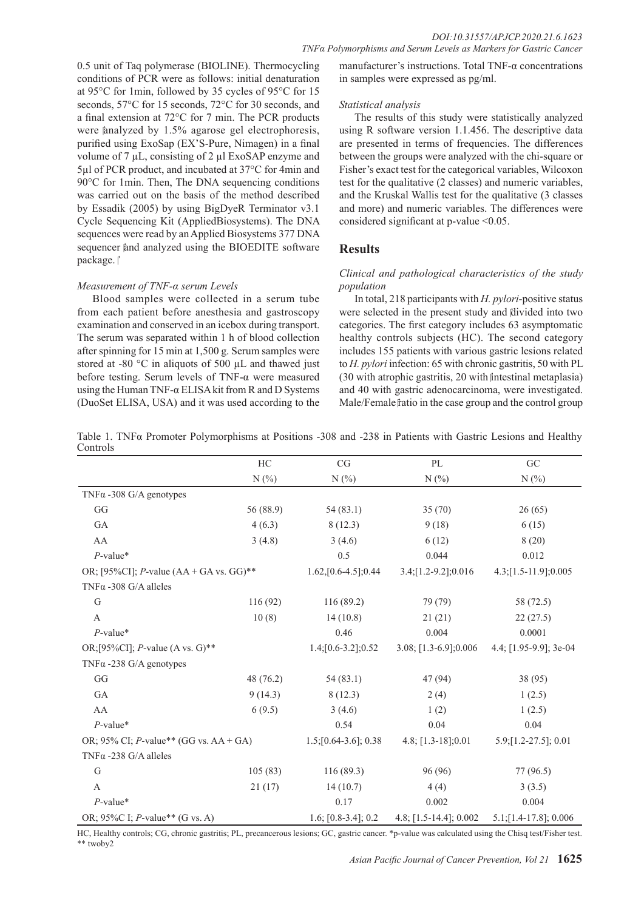0.5 unit of Taq polymerase (BIOLINE). Thermocycling conditions of PCR were as follows: initial denaturation at 95°C for 1min, followed by 35 cycles of 95°C for 15 seconds, 57°C for 15 seconds, 72°C for 30 seconds, and a final extension at 72°C for 7 min. The PCR products were analyzed by 1.5% agarose gel electrophoresis, purified using ExoSap (EX'S-Pure, Nimagen) in a final volume of 7 µL, consisting of 2 µl ExoSAP enzyme and 5µl of PCR product, and incubated at 37°C for 4min and 90°C for 1min. Then, The DNA sequencing conditions was carried out on the basis of the method described by Essadik (2005) by using BigDyeR Terminator v3.1 Cycle Sequencing Kit (AppliedBiosystems). The DNA sequences were read by an Applied Biosystems 377 DNA sequencer and analyzed using the BIOEDITE software package.

### *Measurement of TNF-α serum Levels*

Blood samples were collected in a serum tube from each patient before anesthesia and gastroscopy examination and conserved in an icebox during transport. The serum was separated within 1 h of blood collection after spinning for 15 min at 1,500 g. Serum samples were stored at -80 °C in aliquots of 500 µL and thawed just before testing. Serum levels of TNF-α were measured using the Human TNF-α ELISA kit from R and D Systems (DuoSet ELISA, USA) and it was used according to the manufacturer's instructions. Total TNF-α concentrations in samples were expressed as pg/ml.

### *Statistical analysis*

The results of this study were statistically analyzed using R software version 1.1.456. The descriptive data are presented in terms of frequencies. The differences between the groups were analyzed with the chi-square or Fisher's exact test for the categorical variables, Wilcoxon test for the qualitative (2 classes) and numeric variables, and the Kruskal Wallis test for the qualitative (3 classes and more) and numeric variables. The differences were considered significant at p-value <0.05.

## Results

### *Clinical and pathological characteristics of the study population*

In total, 218 participants with *H. pylori*-positive status were selected in the present study and divided into two categories. The first category includes 63 asymptomatic healthy controls subjects (HC). The second category includes 155 patients with various gastric lesions related to *H. pylori* infection: 65 with chronic gastritis, 50 with PL (30 with atrophic gastritis, 20 with intestinal metaplasia) and 40 with gastric adenocarcinoma, were investigated. Male/Female ratio in the case group and the control group

Table 1. TNFα Promoter Polymorphisms at Positions -308 and -238 in Patients with Gastric Lesions and Healthy Controls

| | HC | CG | PL | GC |
|---|---|---|---|---|
| | N (%) | N (%) | N (%) | N (%) |
| TNFα -308 G/A genotypes | | | | |
| GG | 56 (88.9) | 54 (83.1) | 35 (70) | 26 (65) |
| GA | 4 (6.3) | 8 (12.3) | 9 (18) | 6 (15) |
| AA | 3 (4.8) | 3 (4.6) | 6 (12) | 8 (20) |
| *P*-value* | | 0.5 | 0.044 | 0.012 |
| OR; [95%CI]; *P*-value (AA + GA vs. GG)** | | 1.62,[0.6-4.5];0.44 | 3.4;[1.2-9.2];0.016 | 4.3;[1.5-11.9];0.005 |
| TNFα -308 G/A alleles | | | | |
| G | 116 (92) | 116 (89.2) | 79 (79) | 58 (72.5) |
| A | 10 (8) | 14 (10.8) | 21 (21) | 22 (27.5) |
| *P*-value* | | 0.46 | 0.004 | 0.0001 |
| OR;[95%CI]; *P*-value (A vs. G)** | | 1.4;[0.6-3.2];0.52 | 3.08; [1.3-6.9];0.006 | 4.4; [1.95-9.9]; 3e-04 |
| TNFα -238 G/A genotypes | | | | |
| GG | 48 (76.2) | 54 (83.1) | 47 (94) | 38 (95) |
| GA | 9 (14.3) | 8 (12.3) | 2 (4) | 1 (2.5) |
| AA | 6 (9.5) | 3 (4.6) | 1 (2) | 1 (2.5) |
| *P*-value* | | 0.54 | 0.04 | 0.04 |
| OR; 95% CI; *P*-value** (GG vs. AA + GA) | | 1.5;[0.64-3.6]; 0.38 | 4.8; [1.3-18];0.01 | 5.9;[1.2-27.5]; 0.01 |
| TNFα -238 G/A alleles | | | | |
| G | 105 (83) | 116 (89.3) | 96 (96) | 77 (96.5) |
| A | 21 (17) | 14 (10.7) | 4 (4) | 3 (3.5) |
| *P*-value* | | 0.17 | 0.002 | 0.004 |
| OR; 95%C I; *P*-value** (G vs. A) | | 1.6; [0.8-3.4]; 0.2 | 4.8; [1.5-14.4]; 0.002 | 5.1;[1.4-17.8]; 0.006 |

HC, Healthy controls; CG, chronic gastritis; PL, precancerous lesions; GC, gastric cancer. *p-value was calculated using the Chisq test/Fisher test. ** twoby2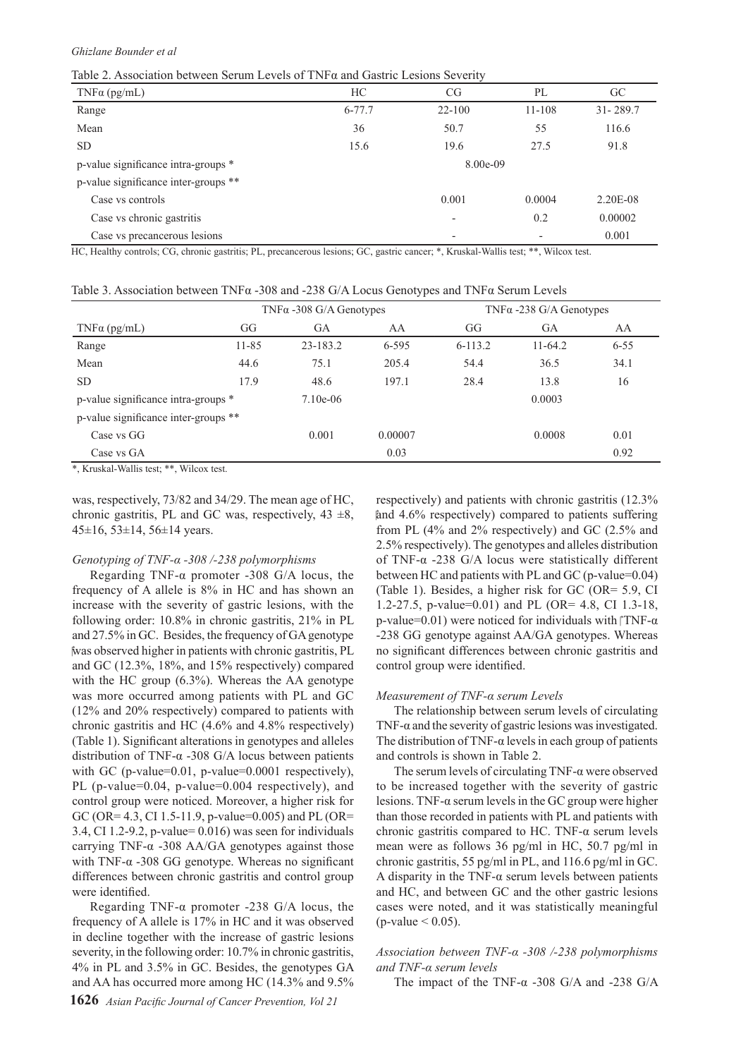Table 2. Association between Serum Levels of TNFα and Gastric Lesions Severity

| TNFα (pg/mL) | HC | CG | PL | GC |
|---|---|---|---|---|
| Range | 6-77.7 | 22-100 | 11-108 | 31- 289.7 |
| Mean | 36 | 50.7 | 55 | 116.6 |
| SD | 15.6 | 19.6 | 27.5 | 91.8 |
| p-value significance intra-groups * | | 8.00e-09 | | |
| p-value significance inter-groups ** | | | | |
| Case vs controls | | 0.001 | 0.0004 | 2.20E-08 |
| Case vs chronic gastritis | | - | 0.2 | 0.00002 |
| Case vs precancerous lesions | | - | - | 0.001 |

HC, Healthy controls; CG, chronic gastritis; PL, precancerous lesions; GC, gastric cancer; *, Kruskal-Wallis test; **, Wilcox test.

Table 3. Association between TNFα -308 and -238 G/A Locus Genotypes and TNFα Serum Levels

| | TNFα -308 G/A Genotypes | | | TNFα -238 G/A Genotypes | | |
|---|---|---|---|---|---|---|
| TNFα (pg/mL) | GG | GA | AA | GG | GA | AA |
| Range | 11-85 | 23-183.2 | 6-595 | 6-113.2 | 11-64.2 | 6-55 |
| Mean | 44.6 | 75.1 | 205.4 | 54.4 | 36.5 | 34.1 |
| SD | 17.9 | 48.6 | 197.1 | 28.4 | 13.8 | 16 |
| p-value significance intra-groups * | | 7.10e-06 | | | 0.0003 | |
| p-value significance inter-groups ** | | | | | | |
| Case vs GG | | 0.001 | 0.00007 | | 0.0008 | 0.01 |
| Case vs GA | | | 0.03 | | | 0.92 |

*, Kruskal-Wallis test; **, Wilcox test.

was, respectively, 73/82 and 34/29. The mean age of HC, chronic gastritis, PL and GC was, respectively, 43 ±8, 45±16, 53±14, 56±14 years.

*Genotyping of TNF-α -308 /-238 polymorphisms*

Regarding TNF-α promoter -308 G/A locus, the frequency of A allele is 8% in HC and has shown an increase with the severity of gastric lesions, with the following order: 10.8% in chronic gastritis, 21% in PL and 27.5% in GC. Besides, the frequency of GA genotype was observed higher in patients with chronic gastritis, PL and GC (12.3%, 18%, and 15% respectively) compared with the HC group (6.3%). Whereas the AA genotype was more occurred among patients with PL and GC (12% and 20% respectively) compared to patients with chronic gastritis and HC (4.6% and 4.8% respectively) (Table 1). Significant alterations in genotypes and alleles distribution of TNF-α -308 G/A locus between patients with GC (p-value=0.01, p-value=0.0001 respectively), PL (p-value=0.04, p-value=0.004 respectively), and control group were noticed. Moreover, a higher risk for GC (OR= 4.3, CI 1.5-11.9, p-value=0.005) and PL (OR= 3.4, CI 1.2-9.2, p-value= 0.016) was seen for individuals carrying TNF-α -308 AA/GA genotypes against those with TNF-α -308 GG genotype. Whereas no significant differences between chronic gastritis and control group were identified.

Regarding TNF-α promoter -238 G/A locus, the frequency of A allele is 17% in HC and it was observed in decline together with the increase of gastric lesions severity, in the following order: 10.7% in chronic gastritis, 4% in PL and 3.5% in GC. Besides, the genotypes GA and AA has occurred more among HC (14.3% and 9.5% respectively) and patients with chronic gastritis (12.3% and 4.6% respectively) compared to patients suffering from PL (4% and 2% respectively) and GC (2.5% and 2.5% respectively). The genotypes and alleles distribution of TNF-α -238 G/A locus were statistically different between HC and patients with PL and GC (p-value=0.04) (Table 1). Besides, a higher risk for GC (OR= 5.9, CI 1.2-27.5, p-value=0.01) and PL (OR= 4.8, CI 1.3-18, p-value=0.01) were noticed for individuals with TNF-α -238 GG genotype against AA/GA genotypes. Whereas no significant differences between chronic gastritis and control group were identified.

*Measurement of TNF-α serum Levels*

The relationship between serum levels of circulating TNF-α and the severity of gastric lesions was investigated. The distribution of TNF-α levels in each group of patients and controls is shown in Table 2.

The serum levels of circulating TNF-α were observed to be increased together with the severity of gastric lesions. TNF-α serum levels in the GC group were higher than those recorded in patients with PL and patients with chronic gastritis compared to HC. TNF-α serum levels mean were as follows 36 pg/ml in HC, 50.7 pg/ml in chronic gastritis, 55 pg/ml in PL, and 116.6 pg/ml in GC. A disparity in the TNF-α serum levels between patients and HC, and between GC and the other gastric lesions cases were noted, and it was statistically meaningful (p-value < 0.05).

*Association between TNF-α -308 /-238 polymorphisms and TNF-α serum levels*

The impact of the TNF-α -308 G/A and -238 G/A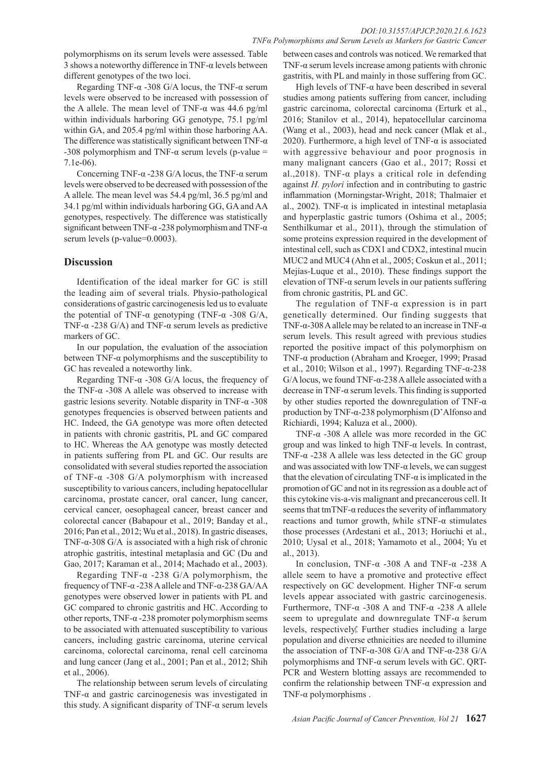polymorphisms on its serum levels were assessed. Table 3 shows a noteworthy difference in TNF-α levels between different genotypes of the two loci.

Regarding TNF-α -308 G/A locus, the TNF-α serum levels were observed to be increased with possession of the A allele. The mean level of TNF-α was 44.6 pg/ml within individuals harboring GG genotype, 75.1 pg/ml within GA, and 205.4 pg/ml within those harboring AA. The difference was statistically significant between TNF-α -308 polymorphism and TNF-α serum levels (p-value = 7.1e-06).

Concerning TNF-α -238 G/A locus, the TNF-α serum levels were observed to be decreased with possession of the A allele. The mean level was 54.4 pg/ml, 36.5 pg/ml and 34.1 pg/ml within individuals harboring GG, GA and AA genotypes, respectively. The difference was statistically significant between TNF-α -238 polymorphism and TNF-α serum levels (p-value=0.0003).

## Discussion

Identification of the ideal marker for GC is still the leading aim of several trials. Physio-pathological considerations of gastric carcinogenesis led us to evaluate the potential of TNF-α genotyping (TNF-α -308 G/A, TNF-α -238 G/A) and TNF-α serum levels as predictive markers of GC.

In our population, the evaluation of the association between TNF-α polymorphisms and the susceptibility to GC has revealed a noteworthy link.

Regarding TNF-α -308 G/A locus, the frequency of the TNF-α -308 A allele was observed to increase with gastric lesions severity. Notable disparity in TNF-α -308 genotypes frequencies is observed between patients and HC. Indeed, the GA genotype was more often detected in patients with chronic gastritis, PL and GC compared to HC. Whereas the AA genotype was mostly detected in patients suffering from PL and GC. Our results are consolidated with several studies reported the association of TNF-α -308 G/A polymorphism with increased susceptibility to various cancers, including hepatocellular carcinoma, prostate cancer, oral cancer, lung cancer, cervical cancer, oesophageal cancer, breast cancer and colorectal cancer (Babapour et al., 2019; Banday et al., 2016; Pan et al., 2012; Wu et al., 2018). In gastric diseases, TNF-α-308 G/A is associated with a high risk of chronic atrophic gastritis, intestinal metaplasia and GC (Du and Gao, 2017; Karaman et al., 2014; Machado et al., 2003).

Regarding TNF-α -238 G/A polymorphism, the frequency of TNF-α -238 A allele and TNF-α-238 GA/AA genotypes were observed lower in patients with PL and GC compared to chronic gastritis and HC. According to other reports, TNF-α -238 promoter polymorphism seems to be associated with attenuated susceptibility to various cancers, including gastric carcinoma, uterine cervical carcinoma, colorectal carcinoma, renal cell carcinoma and lung cancer (Jang et al., 2001; Pan et al., 2012; Shih et al., 2006).

The relationship between serum levels of circulating TNF-α and gastric carcinogenesis was investigated in this study. A significant disparity of TNF-α serum levels between cases and controls was noticed. We remarked that TNF-α serum levels increase among patients with chronic gastritis, with PL and mainly in those suffering from GC.

High levels of TNF-α have been described in several studies among patients suffering from cancer, including gastric carcinoma, colorectal carcinoma (Erturk et al., 2016; Stanilov et al., 2014), hepatocellular carcinoma (Wang et al., 2003), head and neck cancer (Mlak et al., 2020). Furthermore, a high level of TNF-α is associated with aggressive behaviour and poor prognosis in many malignant cancers (Gao et al., 2017; Rossi et al.,2018). TNF-α plays a critical role in defending against *H. pylori* infection and in contributing to gastric inflammation (Morningstar-Wright, 2018; Thalmaier et al., 2002). TNF-α is implicated in intestinal metaplasia and hyperplastic gastric tumors (Oshima et al., 2005; Senthilkumar et al., 2011), through the stimulation of some proteins expression required in the development of intestinal cell, such as CDX1 and CDX2, intestinal mucin MUC2 and MUC4 (Ahn et al., 2005; Coskun et al., 2011; Mejías-Luque et al., 2010). These findings support the elevation of TNF-α serum levels in our patients suffering from chronic gastritis, PL and GC.

The regulation of TNF-α expression is in part genetically determined. Our finding suggests that TNF-α-308 A allele may be related to an increase in TNF-α serum levels. This result agreed with previous studies reported the positive impact of this polymorphism on TNF-α production (Abraham and Kroeger, 1999; Prasad et al., 2010; Wilson et al., 1997). Regarding TNF-α-238 G/A locus, we found TNF-α-238 A allele associated with a decrease in TNF-α serum levels. This finding is supported by other studies reported the downregulation of TNF-α production by TNF-α-238 polymorphism (D'Alfonso and Richiardi, 1994; Kaluza et al., 2000).

TNF-α -308 A allele was more recorded in the GC group and was linked to high TNF-α levels. In contrast, TNF-α -238 A allele was less detected in the GC group and was associated with low TNF-α levels, we can suggest that the elevation of circulating TNF-α is implicated in the promotion of GC and not in its regression as a double act of this cytokine vis-a-vis malignant and precancerous cell. It seems that tmTNF-α reduces the severity of inflammatory reactions and tumor growth, while sTNF-α stimulates those processes (Ardestani et al., 2013; Horiuchi et al., 2010; Uysal et al., 2018; Yamamoto et al., 2004; Yu et al., 2013).

In conclusion, TNF-α -308 A and TNF-α -238 A allele seem to have a promotive and protective effect respectively on GC development. Higher TNF-α serum levels appear associated with gastric carcinogenesis. Furthermore, TNF-α -308 A and TNF-α -238 A allele seem to upregulate and downregulate TNF-α serum levels, respectively. Further studies including a large population and diverse ethnicities are needed to illumine the association of TNF-α-308 G/A and TNF-α-238 G/A polymorphisms and TNF-α serum levels with GC. QRT-PCR and Western blotting assays are recommended to confirm the relationship between TNF-α expression and TNF-α polymorphisms .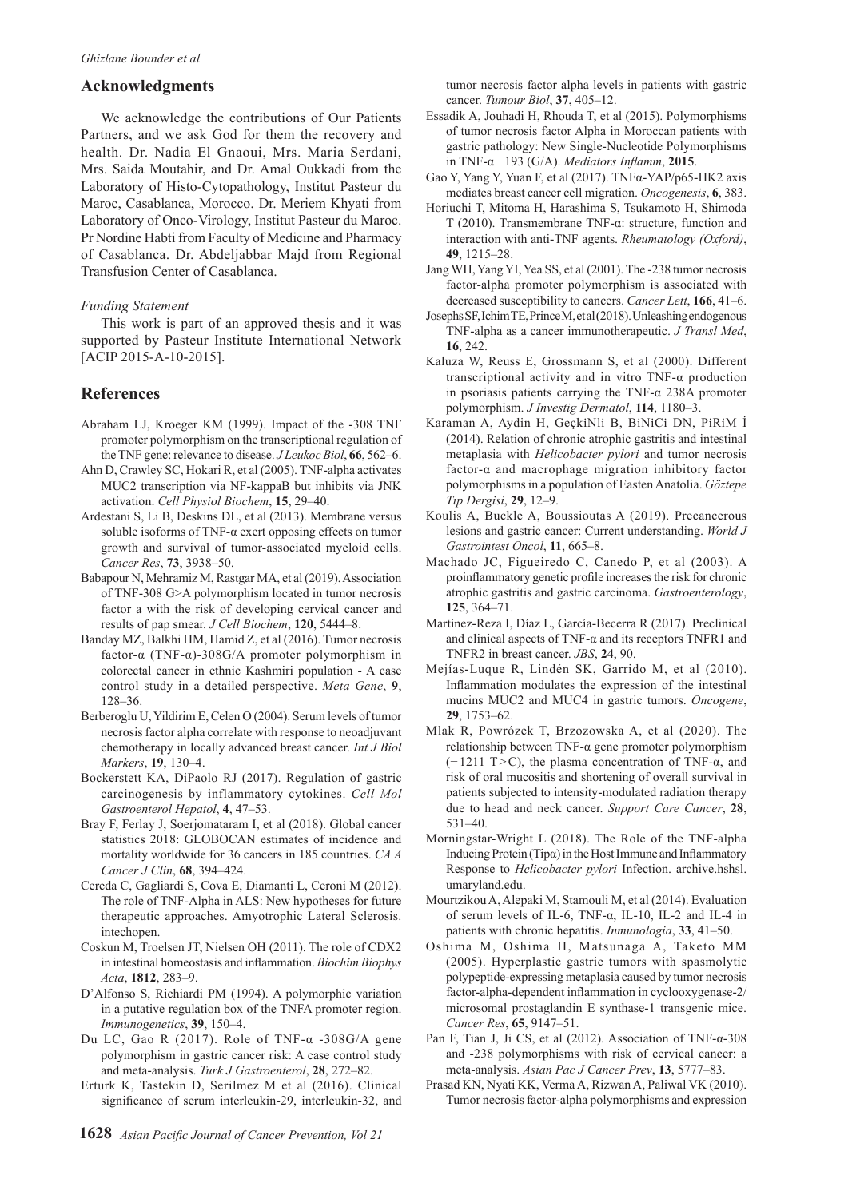## Acknowledgments

We acknowledge the contributions of Our Patients Partners, and we ask God for them the recovery and health. Dr. Nadia El Gnaoui, Mrs. Maria Serdani, Mrs. Saida Moutahir, and Dr. Amal Oukkadi from the Laboratory of Histo-Cytopathology, Institut Pasteur du Maroc, Casablanca, Morocco. Dr. Meriem Khyati from Laboratory of Onco-Virology, Institut Pasteur du Maroc. Pr Nordine Habti from Faculty of Medicine and Pharmacy of Casablanca. Dr. Abdeljabbar Majd from Regional Transfusion Center of Casablanca.

*Funding Statement*

This work is part of an approved thesis and it was supported by Pasteur Institute International Network [ACIP 2015-A-10-2015].

## References

Abraham LJ, Kroeger KM (1999). Impact of the -308 TNF promoter polymorphism on the transcriptional regulation of the TNF gene: relevance to disease. *J Leukoc Biol*, **66**, 562–6.

Ahn D, Crawley SC, Hokari R, et al (2005). TNF-alpha activates MUC2 transcription via NF-kappaB but inhibits via JNK activation. *Cell Physiol Biochem*, **15**, 29–40.

Ardestani S, Li B, Deskins DL, et al (2013). Membrane versus soluble isoforms of TNF-α exert opposing effects on tumor growth and survival of tumor-associated myeloid cells. *Cancer Res*, **73**, 3938–50.

Babapour N, Mehramiz M, Rastgar MA, et al (2019). Association of TNF-308 G>A polymorphism located in tumor necrosis factor a with the risk of developing cervical cancer and results of pap smear. *J Cell Biochem*, **120**, 5444–8.

Banday MZ, Balkhi HM, Hamid Z, et al (2016). Tumor necrosis factor-α (TNF-α)-308G/A promoter polymorphism in colorectal cancer in ethnic Kashmiri population - A case control study in a detailed perspective. *Meta Gene*, **9**, 128–36.

Berberoglu U, Yildirim E, Celen O (2004). Serum levels of tumor necrosis factor alpha correlate with response to neoadjuvant chemotherapy in locally advanced breast cancer. *Int J Biol Markers*, **19**, 130–4.

Bockerstett KA, DiPaolo RJ (2017). Regulation of gastric carcinogenesis by inflammatory cytokines. *Cell Mol Gastroenterol Hepatol*, **4**, 47–53.

Bray F, Ferlay J, Soerjomataram I, et al (2018). Global cancer statistics 2018: GLOBOCAN estimates of incidence and mortality worldwide for 36 cancers in 185 countries. *CA A Cancer J Clin*, **68**, 394–424.

Cereda C, Gagliardi S, Cova E, Diamanti L, Ceroni M (2012). The role of TNF-Alpha in ALS: New hypotheses for future therapeutic approaches. Amyotrophic Lateral Sclerosis. intechopen.

Coskun M, Troelsen JT, Nielsen OH (2011). The role of CDX2 in intestinal homeostasis and inflammation. *Biochim Biophys Acta*, **1812**, 283–9.

D'Alfonso S, Richiardi PM (1994). A polymorphic variation in a putative regulation box of the TNFA promoter region. *Immunogenetics*, **39**, 150–4.

Du LC, Gao R (2017). Role of TNF-α -308G/A gene polymorphism in gastric cancer risk: A case control study and meta-analysis. *Turk J Gastroenterol*, **28**, 272–82.

Erturk K, Tastekin D, Serilmez M et al (2016). Clinical significance of serum interleukin-29, interleukin-32, and tumor necrosis factor alpha levels in patients with gastric cancer. *Tumour Biol*, **37**, 405–12.

Essadik A, Jouhadi H, Rhouda T, et al (2015). Polymorphisms of tumor necrosis factor Alpha in Moroccan patients with gastric pathology: New Single-Nucleotide Polymorphisms in TNF-α −193 (G/A). *Mediators Inflamm*, **2015**.

Gao Y, Yang Y, Yuan F, et al (2017). TNFα-YAP/p65-HK2 axis mediates breast cancer cell migration. *Oncogenesis*, **6**, 383.

Horiuchi T, Mitoma H, Harashima S, Tsukamoto H, Shimoda T (2010). Transmembrane TNF-α: structure, function and interaction with anti-TNF agents. *Rheumatology (Oxford)*, **49**, 1215–28.

Jang WH, Yang YI, Yea SS, et al (2001). The -238 tumor necrosis factor-alpha promoter polymorphism is associated with decreased susceptibility to cancers. *Cancer Lett*, **166**, 41–6.

Josephs SF, Ichim TE, Prince M, et al (2018). Unleashing endogenous TNF-alpha as a cancer immunotherapeutic. *J Transl Med*, **16**, 242.

Kaluza W, Reuss E, Grossmann S, et al (2000). Different transcriptional activity and in vitro TNF-α production in psoriasis patients carrying the TNF-α 238A promoter polymorphism. *J Investig Dermatol*, **114**, 1180–3.

Karaman A, Aydin H, GeçkiNli B, BiNiCi DN, PiRiM İ (2014). Relation of chronic atrophic gastritis and intestinal metaplasia with *Helicobacter pylori* and tumor necrosis factor-α and macrophage migration inhibitory factor polymorphisms in a population of Easten Anatolia. *Göztepe Tıp Dergisi*, **29**, 12–9.

Koulis A, Buckle A, Boussioutas A (2019). Precancerous lesions and gastric cancer: Current understanding. *World J Gastrointest Oncol*, **11**, 665–8.

Machado JC, Figueiredo C, Canedo P, et al (2003). A proinflammatory genetic profile increases the risk for chronic atrophic gastritis and gastric carcinoma. *Gastroenterology*, **125**, 364–71.

Martínez-Reza I, Díaz L, García-Becerra R (2017). Preclinical and clinical aspects of TNF-α and its receptors TNFR1 and TNFR2 in breast cancer. *JBS*, **24**, 90.

Mejías-Luque R, Lindén SK, Garrido M, et al (2010). Inflammation modulates the expression of the intestinal mucins MUC2 and MUC4 in gastric tumors. *Oncogene*, **29**, 1753–62.

Mlak R, Powrózek T, Brzozowska A, et al (2020). The relationship between TNF-α gene promoter polymorphism (−1211 T>C), the plasma concentration of TNF-α, and risk of oral mucositis and shortening of overall survival in patients subjected to intensity-modulated radiation therapy due to head and neck cancer. *Support Care Cancer*, **28**, 531–40.

Morningstar-Wright L (2018). The Role of the TNF-alpha Inducing Protein (Tipα) in the Host Immune and Inflammatory Response to *Helicobacter pylori* Infection. archive.hshsl.umaryland.edu.

Mourtzikou A, Alepaki M, Stamouli M, et al (2014). Evaluation of serum levels of IL-6, TNF-α, IL-10, IL-2 and IL-4 in patients with chronic hepatitis. *Inmunologia*, **33**, 41–50.

Oshima M, Oshima H, Matsunaga A, Taketo MM (2005). Hyperplastic gastric tumors with spasmolytic polypeptide-expressing metaplasia caused by tumor necrosis factor-alpha-dependent inflammation in cyclooxygenase-2/microsomal prostaglandin E synthase-1 transgenic mice. *Cancer Res*, **65**, 9147–51.

Pan F, Tian J, Ji CS, et al (2012). Association of TNF-α-308 and -238 polymorphisms with risk of cervical cancer: a meta-analysis. *Asian Pac J Cancer Prev*, **13**, 5777–83.

Prasad KN, Nyati KK, Verma A, Rizwan A, Paliwal VK (2010). Tumor necrosis factor-alpha polymorphisms and expression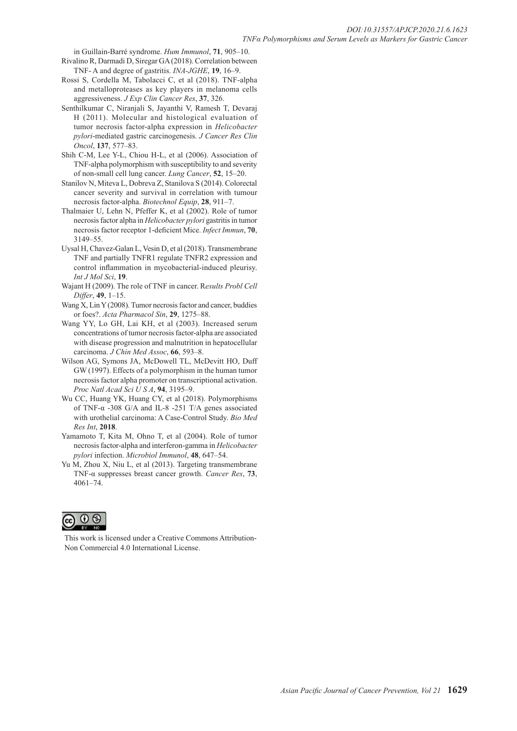in Guillain-Barré syndrome. *Hum Immunol*, **71**, 905–10.

Rivalino R, Darmadi D, Siregar GA (2018). Correlation between TNF- A and degree of gastritis. *INA-JGHE*, **19**, 16–9.

Rossi S, Cordella M, Tabolacci C, et al (2018). TNF-alpha and metalloproteases as key players in melanoma cells aggressiveness. *J Exp Clin Cancer Res*, **37**, 326.

Senthilkumar C, Niranjali S, Jayanthi V, Ramesh T, Devaraj H (2011). Molecular and histological evaluation of tumor necrosis factor-alpha expression in *Helicobacter pylori*-mediated gastric carcinogenesis. *J Cancer Res Clin Oncol*, **137**, 577–83.

Shih C-M, Lee Y-L, Chiou H-L, et al (2006). Association of TNF-alpha polymorphism with susceptibility to and severity of non-small cell lung cancer. *Lung Cancer*, **52**, 15–20.

Stanilov N, Miteva L, Dobreva Z, Stanilova S (2014). Colorectal cancer severity and survival in correlation with tumour necrosis factor-alpha. *Biotechnol Equip*, **28**, 911–7.

Thalmaier U, Lehn N, Pfeffer K, et al (2002). Role of tumor necrosis factor alpha in *Helicobacter pylori* gastritis in tumor necrosis factor receptor 1-deficient Mice. *Infect Immun*, **70**, 3149–55.

Uysal H, Chavez-Galan L, Vesin D, et al (2018). Transmembrane TNF and partially TNFR1 regulate TNFR2 expression and control inflammation in mycobacterial-induced pleurisy. *Int J Mol Sci*, **19**.

Wajant H (2009). The role of TNF in cancer. R*esults Probl Cell Differ*, **49**, 1–15.

Wang X, Lin Y (2008). Tumor necrosis factor and cancer, buddies or foes?. *Acta Pharmacol Sin*, **29**, 1275–88.

Wang YY, Lo GH, Lai KH, et al (2003). Increased serum concentrations of tumor necrosis factor-alpha are associated with disease progression and malnutrition in hepatocellular carcinoma. *J Chin Med Assoc*, **66**, 593–8.

Wilson AG, Symons JA, McDowell TL, McDevitt HO, Duff GW (1997). Effects of a polymorphism in the human tumor necrosis factor alpha promoter on transcriptional activation. *Proc Natl Acad Sci U S A*, **94**, 3195–9.

Wu CC, Huang YK, Huang CY, et al (2018). Polymorphisms of TNF-α -308 G/A and IL-8 -251 T/A genes associated with urothelial carcinoma: A Case-Control Study. *Bio Med Res Int*, **2018**.

Yamamoto T, Kita M, Ohno T, et al (2004). Role of tumor necrosis factor-alpha and interferon-gamma in *Helicobacter pylori* infection. *Microbiol Immunol*, **48**, 647–54.

Yu M, Zhou X, Niu L, et al (2013). Targeting transmembrane TNF-α suppresses breast cancer growth. *Cancer Res*, **73**, 4061–74.

This work is licensed under a Creative Commons Attribution-Non Commercial 4.0 International License.